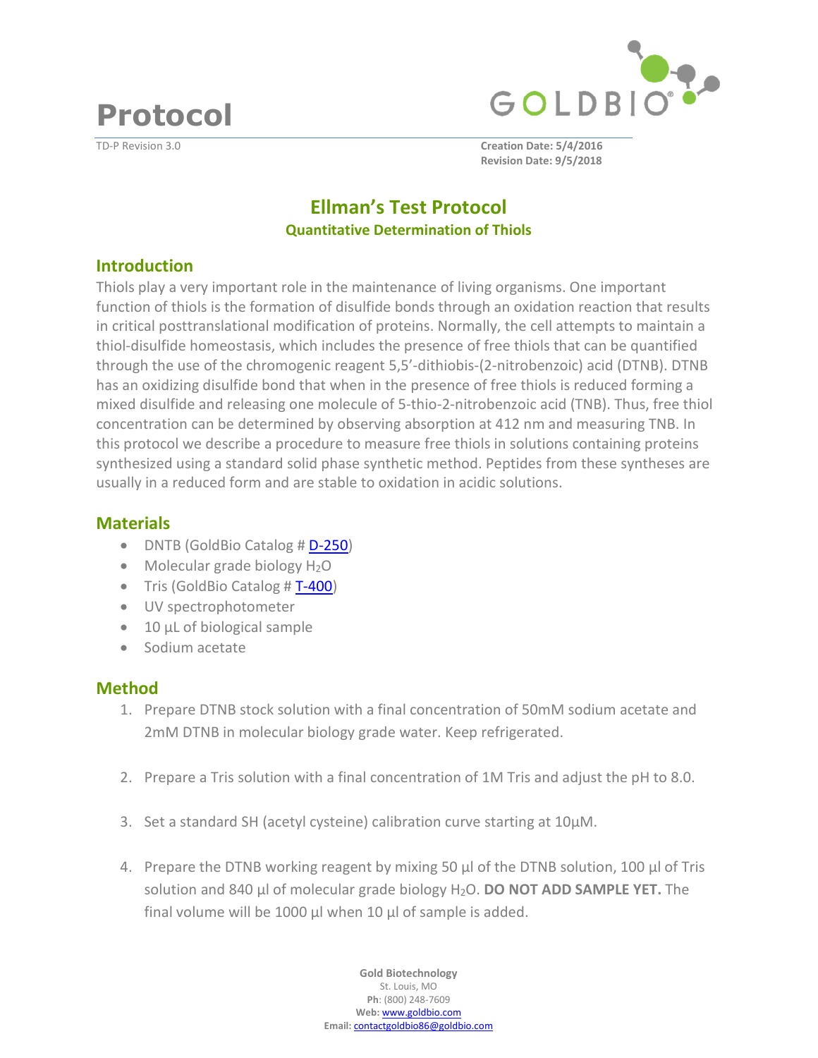# Protocol

TD-P Revision 3.0

**Creation Date: 5/4/2016**
**Revision Date: 9/5/2018**

## Ellman's Test Protocol

### Quantitative Determination of Thiols

## Introduction

Thiols play a very important role in the maintenance of living organisms. One important function of thiols is the formation of disulfide bonds through an oxidation reaction that results in critical posttranslational modification of proteins. Normally, the cell attempts to maintain a thiol-disulfide homeostasis, which includes the presence of free thiols that can be quantified through the use of the chromogenic reagent 5,5'-dithiobis-(2-nitrobenzoic) acid (DTNB). DTNB has an oxidizing disulfide bond that when in the presence of free thiols is reduced forming a mixed disulfide and releasing one molecule of 5-thio-2-nitrobenzoic acid (TNB). Thus, free thiol concentration can be determined by observing absorption at 412 nm and measuring TNB. In this protocol we describe a procedure to measure free thiols in solutions containing proteins synthesized using a standard solid phase synthetic method. Peptides from these syntheses are usually in a reduced form and are stable to oxidation in acidic solutions.

## Materials

- DNTB (GoldBio Catalog # D-250)
- Molecular grade biology $H_2O$
- Tris (GoldBio Catalog # T-400)
- UV spectrophotometer
- 10 µL of biological sample
- Sodium acetate

## Method

1. Prepare DTNB stock solution with a final concentration of 50mM sodium acetate and 2mM DTNB in molecular biology grade water. Keep refrigerated.
2. Prepare a Tris solution with a final concentration of 1M Tris and adjust the pH to 8.0.
3. Set a standard SH (acetyl cysteine) calibration curve starting at 10µM.
4. Prepare the DTNB working reagent by mixing 50 µl of the DTNB solution, 100 µl of Tris solution and 840 µl of molecular grade biology $H_2O$. **DO NOT ADD SAMPLE YET.** The final volume will be 1000 µl when 10 µl of sample is added.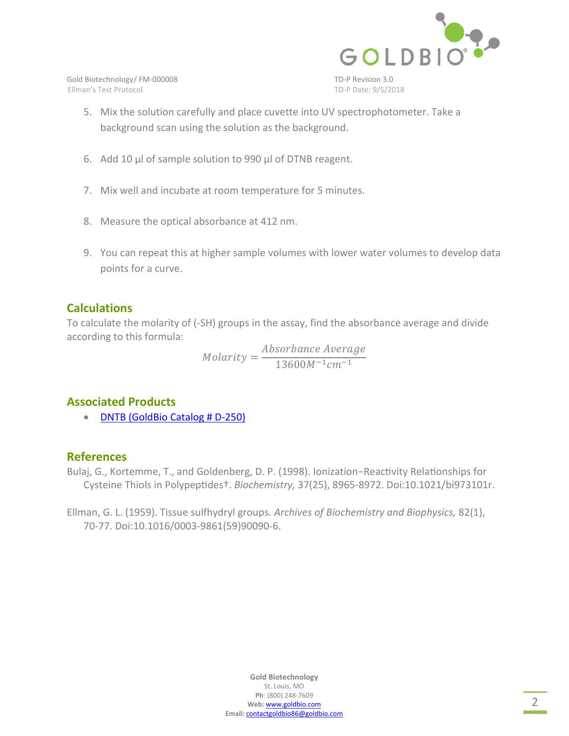5. Mix the solution carefully and place cuvette into UV spectrophotometer. Take a background scan using the solution as the background.

6. Add 10 µl of sample solution to 990 µl of DTNB reagent.

7. Mix well and incubate at room temperature for 5 minutes.

8. Measure the optical absorbance at 412 nm.

9. You can repeat this at higher sample volumes with lower water volumes to develop data points for a curve.

## Calculations

To calculate the molarity of (-SH) groups in the assay, find the absorbance average and divide according to this formula:

$$Molarity = \frac{Absorbance\ Average}{13600M^{-1}cm^{-1}}$$

## Associated Products

- DNTB (GoldBio Catalog # D-250)

## References

Bulaj, G., Kortemme, T., and Goldenberg, D. P. (1998). Ionization−Reactivity Relationships for Cysteine Thiols in Polypeptides†. *Biochemistry,* 37(25), 8965-8972. Doi:10.1021/bi973101r.

Ellman, G. L. (1959). Tissue sulfhydryl groups. *Archives of Biochemistry and Biophysics,* 82(1), 70-77. Doi:10.1016/0003-9861(59)90090-6.